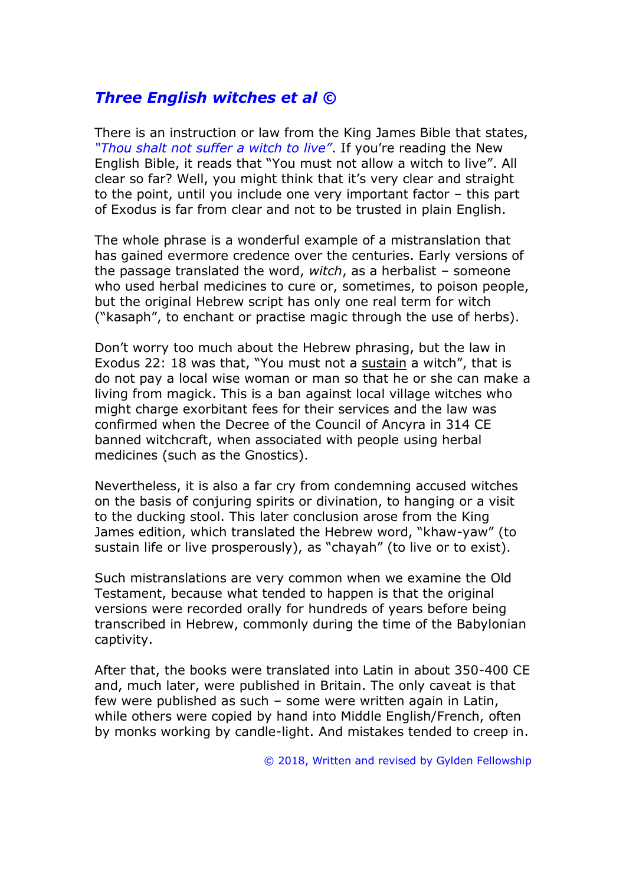## ***Three English witches et al ©***

There is an instruction or law from the King James Bible that states, *"Thou shalt not suffer a witch to live"*. If you're reading the New English Bible, it reads that "You must not allow a witch to live". All clear so far? Well, you might think that it's very clear and straight to the point, until you include one very important factor – this part of Exodus is far from clear and not to be trusted in plain English.

The whole phrase is a wonderful example of a mistranslation that has gained evermore credence over the centuries. Early versions of the passage translated the word, *witch*, as a herbalist – someone who used herbal medicines to cure or, sometimes, to poison people, but the original Hebrew script has only one real term for witch ("kasaph", to enchant or practise magic through the use of herbs).

Don't worry too much about the Hebrew phrasing, but the law in Exodus 22: 18 was that, "You must not a <u>sustain</u> a witch", that is do not pay a local wise woman or man so that he or she can make a living from magick. This is a ban against local village witches who might charge exorbitant fees for their services and the law was confirmed when the Decree of the Council of Ancyra in 314 CE banned witchcraft, when associated with people using herbal medicines (such as the Gnostics).

Nevertheless, it is also a far cry from condemning accused witches on the basis of conjuring spirits or divination, to hanging or a visit to the ducking stool. This later conclusion arose from the King James edition, which translated the Hebrew word, "khaw-yaw" (to sustain life or live prosperously), as "chayah" (to live or to exist).

Such mistranslations are very common when we examine the Old Testament, because what tended to happen is that the original versions were recorded orally for hundreds of years before being transcribed in Hebrew, commonly during the time of the Babylonian captivity.

After that, the books were translated into Latin in about 350-400 CE and, much later, were published in Britain. The only caveat is that few were published as such – some were written again in Latin, while others were copied by hand into Middle English/French, often by monks working by candle-light. And mistakes tended to creep in.

© 2018, Written and revised by Gylden Fellowship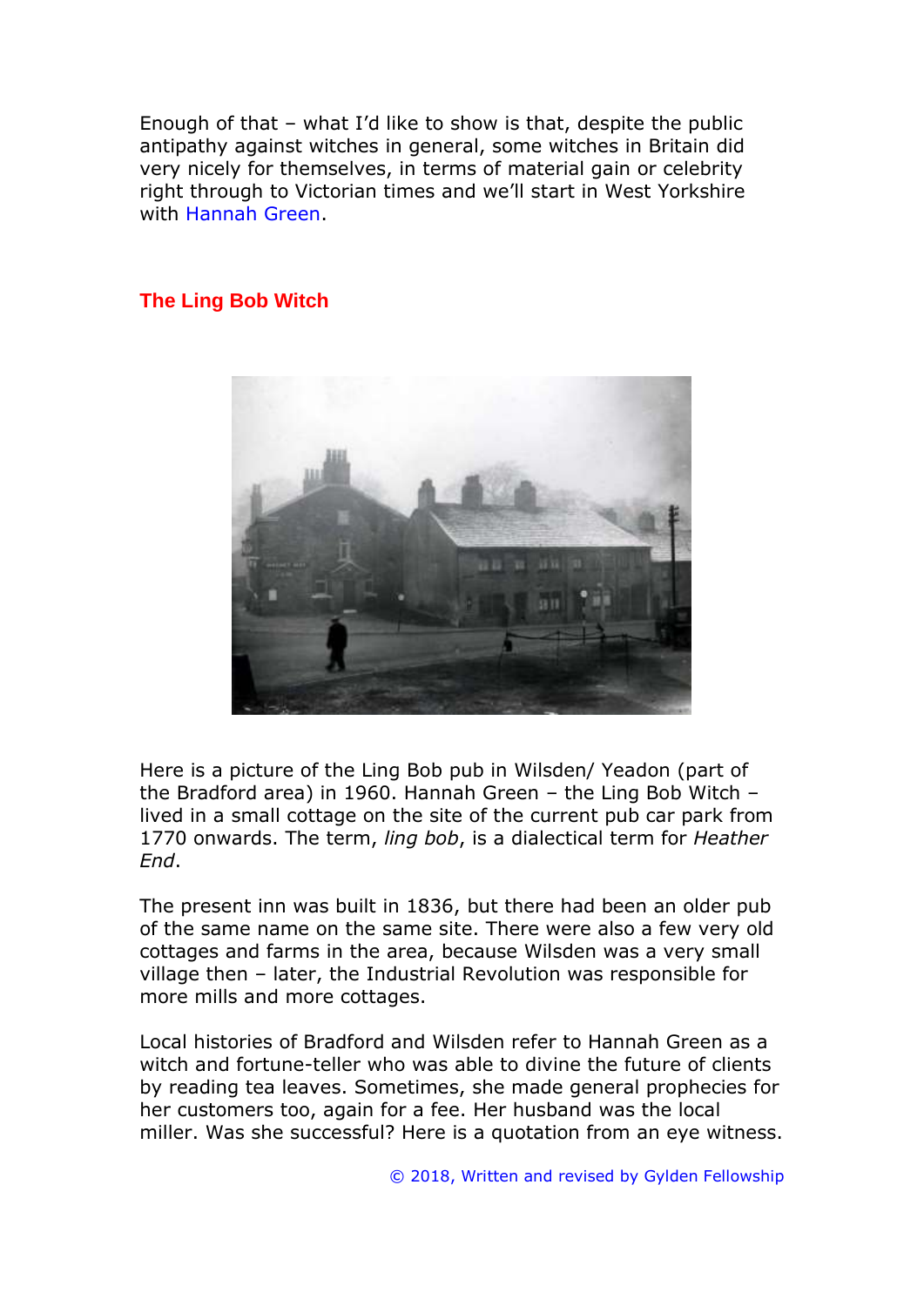Enough of that – what I'd like to show is that, despite the public antipathy against witches in general, some witches in Britain did very nicely for themselves, in terms of material gain or celebrity right through to Victorian times and we'll start in West Yorkshire with Hannah Green.

## The Ling Bob Witch

Here is a picture of the Ling Bob pub in Wilsden/ Yeadon (part of the Bradford area) in 1960. Hannah Green – the Ling Bob Witch – lived in a small cottage on the site of the current pub car park from 1770 onwards. The term, *ling bob*, is a dialectical term for *Heather End*.

The present inn was built in 1836, but there had been an older pub of the same name on the same site. There were also a few very old cottages and farms in the area, because Wilsden was a very small village then – later, the Industrial Revolution was responsible for more mills and more cottages.

Local histories of Bradford and Wilsden refer to Hannah Green as a witch and fortune-teller who was able to divine the future of clients by reading tea leaves. Sometimes, she made general prophecies for her customers too, again for a fee. Her husband was the local miller. Was she successful? Here is a quotation from an eye witness.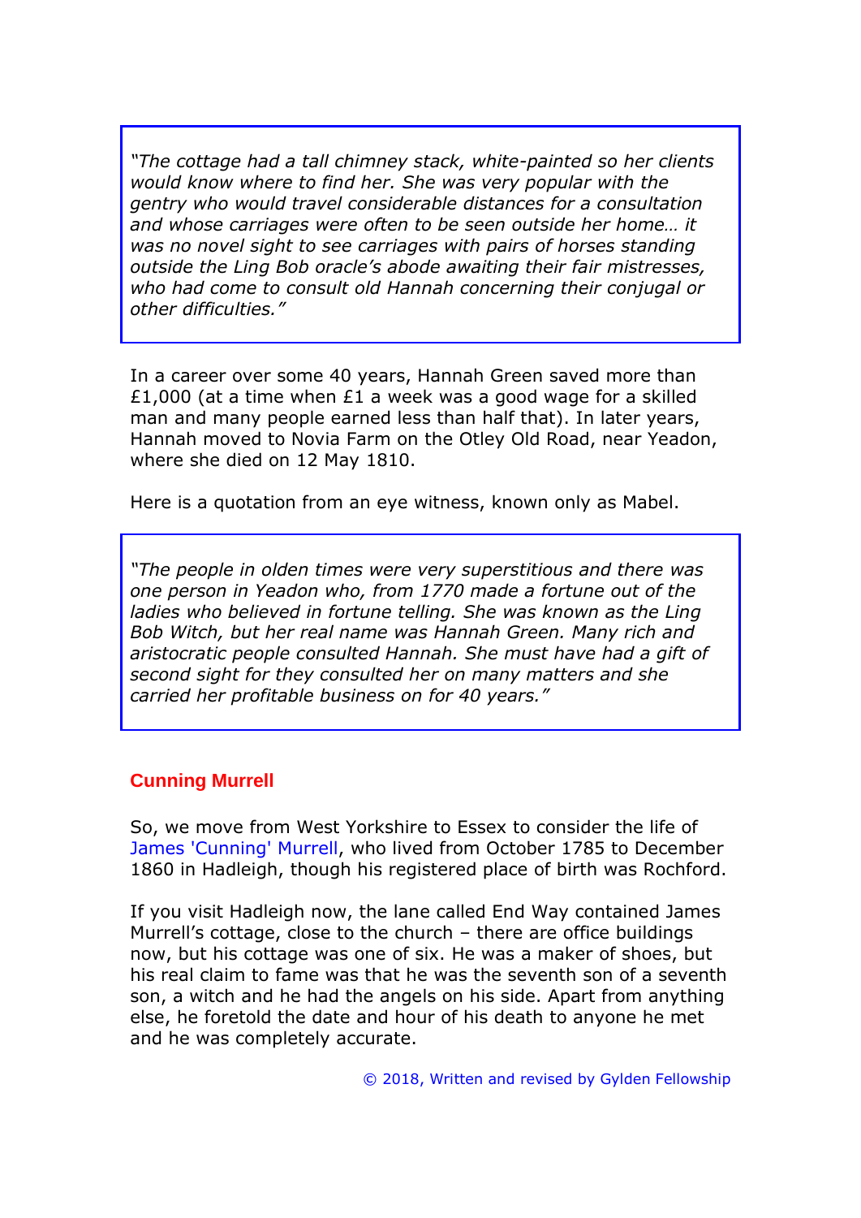> *"The cottage had a tall chimney stack, white-painted so her clients would know where to find her. She was very popular with the gentry who would travel considerable distances for a consultation and whose carriages were often to be seen outside her home… it was no novel sight to see carriages with pairs of horses standing outside the Ling Bob oracle's abode awaiting their fair mistresses, who had come to consult old Hannah concerning their conjugal or other difficulties."*

In a career over some 40 years, Hannah Green saved more than £1,000 (at a time when £1 a week was a good wage for a skilled man and many people earned less than half that). In later years, Hannah moved to Novia Farm on the Otley Old Road, near Yeadon, where she died on 12 May 1810.

Here is a quotation from an eye witness, known only as Mabel.

> *"The people in olden times were very superstitious and there was one person in Yeadon who, from 1770 made a fortune out of the ladies who believed in fortune telling. She was known as the Ling Bob Witch, but her real name was Hannah Green. Many rich and aristocratic people consulted Hannah. She must have had a gift of second sight for they consulted her on many matters and she carried her profitable business on for 40 years."*

## Cunning Murrell

So, we move from West Yorkshire to Essex to consider the life of James 'Cunning' Murrell, who lived from October 1785 to December 1860 in Hadleigh, though his registered place of birth was Rochford.

If you visit Hadleigh now, the lane called End Way contained James Murrell's cottage, close to the church – there are office buildings now, but his cottage was one of six. He was a maker of shoes, but his real claim to fame was that he was the seventh son of a seventh son, a witch and he had the angels on his side. Apart from anything else, he foretold the date and hour of his death to anyone he met and he was completely accurate.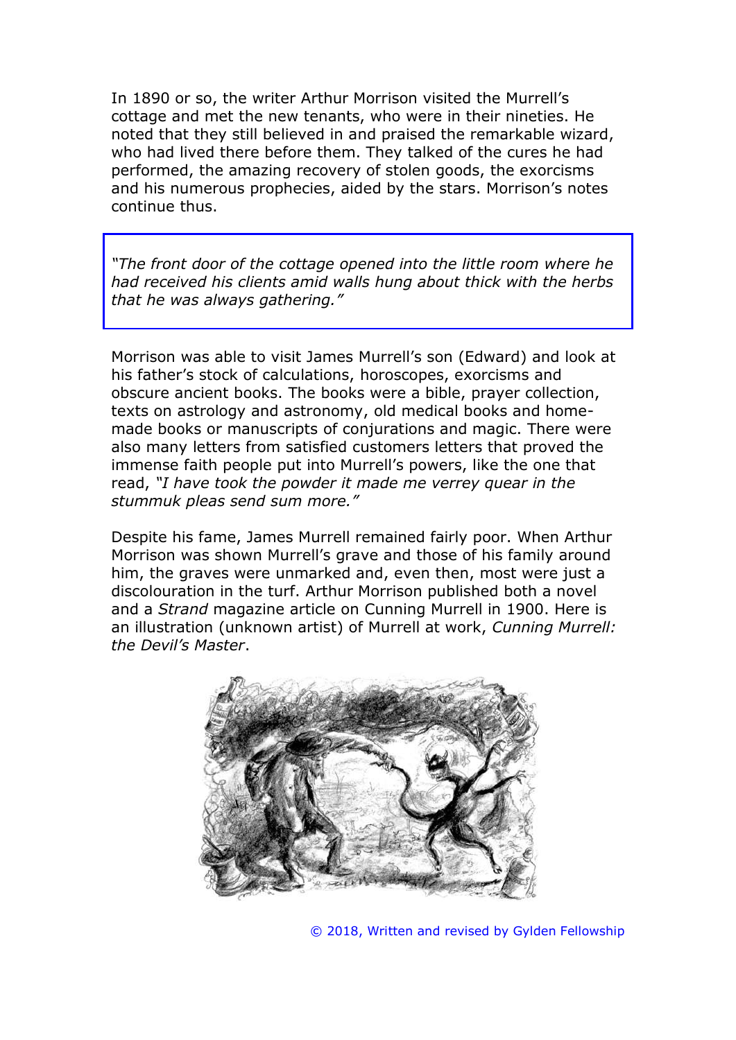In 1890 or so, the writer Arthur Morrison visited the Murrell's cottage and met the new tenants, who were in their nineties. He noted that they still believed in and praised the remarkable wizard, who had lived there before them. They talked of the cures he had performed, the amazing recovery of stolen goods, the exorcisms and his numerous prophecies, aided by the stars. Morrison's notes continue thus.

> *"The front door of the cottage opened into the little room where he had received his clients amid walls hung about thick with the herbs that he was always gathering."*

Morrison was able to visit James Murrell's son (Edward) and look at his father's stock of calculations, horoscopes, exorcisms and obscure ancient books. The books were a bible, prayer collection, texts on astrology and astronomy, old medical books and home-made books or manuscripts of conjurations and magic. There were also many letters from satisfied customers letters that proved the immense faith people put into Murrell's powers, like the one that read, *"I have took the powder it made me verrey quear in the stummuk pleas send sum more."*

Despite his fame, James Murrell remained fairly poor. When Arthur Morrison was shown Murrell's grave and those of his family around him, the graves were unmarked and, even then, most were just a discolouration in the turf. Arthur Morrison published both a novel and a *Strand* magazine article on Cunning Murrell in 1900. Here is an illustration (unknown artist) of Murrell at work, *Cunning Murrell: the Devil's Master*.

© 2018, Written and revised by Gylden Fellowship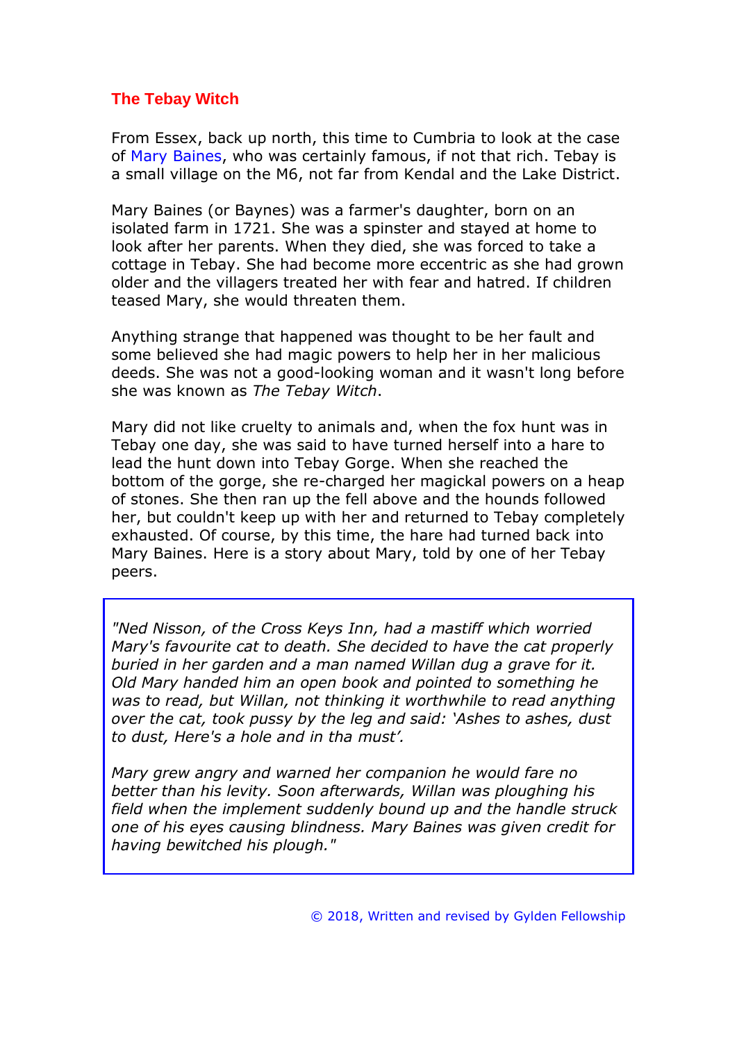## The Tebay Witch

From Essex, back up north, this time to Cumbria to look at the case of Mary Baines, who was certainly famous, if not that rich. Tebay is a small village on the M6, not far from Kendal and the Lake District.

Mary Baines (or Baynes) was a farmer's daughter, born on an isolated farm in 1721. She was a spinster and stayed at home to look after her parents. When they died, she was forced to take a cottage in Tebay. She had become more eccentric as she had grown older and the villagers treated her with fear and hatred. If children teased Mary, she would threaten them.

Anything strange that happened was thought to be her fault and some believed she had magic powers to help her in her malicious deeds. She was not a good-looking woman and it wasn't long before she was known as *The Tebay Witch*.

Mary did not like cruelty to animals and, when the fox hunt was in Tebay one day, she was said to have turned herself into a hare to lead the hunt down into Tebay Gorge. When she reached the bottom of the gorge, she re-charged her magickal powers on a heap of stones. She then ran up the fell above and the hounds followed her, but couldn't keep up with her and returned to Tebay completely exhausted. Of course, by this time, the hare had turned back into Mary Baines. Here is a story about Mary, told by one of her Tebay peers.

> *"Ned Nisson, of the Cross Keys Inn, had a mastiff which worried Mary's favourite cat to death. She decided to have the cat properly buried in her garden and a man named Willan dug a grave for it. Old Mary handed him an open book and pointed to something he was to read, but Willan, not thinking it worthwhile to read anything over the cat, took pussy by the leg and said: 'Ashes to ashes, dust to dust, Here's a hole and in tha must'.*
>
> *Mary grew angry and warned her companion he would fare no better than his levity. Soon afterwards, Willan was ploughing his field when the implement suddenly bound up and the handle struck one of his eyes causing blindness. Mary Baines was given credit for having bewitched his plough."*

© 2018, Written and revised by Gylden Fellowship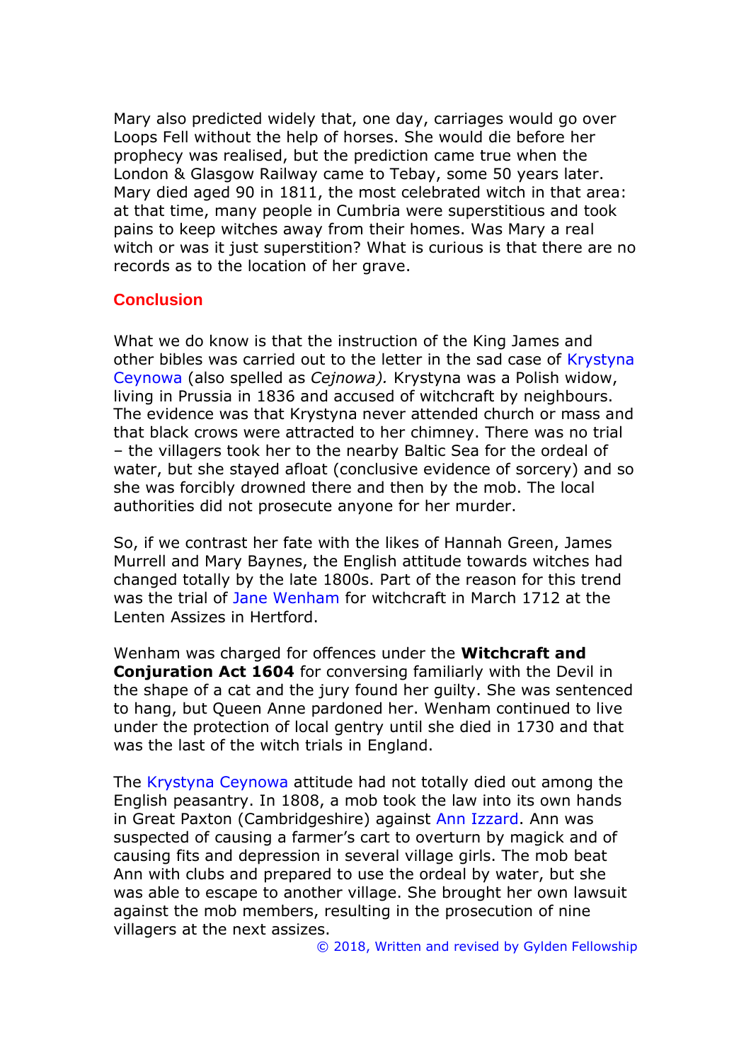Mary also predicted widely that, one day, carriages would go over Loops Fell without the help of horses. She would die before her prophecy was realised, but the prediction came true when the London & Glasgow Railway came to Tebay, some 50 years later. Mary died aged 90 in 1811, the most celebrated witch in that area: at that time, many people in Cumbria were superstitious and took pains to keep witches away from their homes. Was Mary a real witch or was it just superstition? What is curious is that there are no records as to the location of her grave.

## Conclusion

What we do know is that the instruction of the King James and other bibles was carried out to the letter in the sad case of Krystyna Ceynowa (also spelled as *Cejnowa).* Krystyna was a Polish widow, living in Prussia in 1836 and accused of witchcraft by neighbours. The evidence was that Krystyna never attended church or mass and that black crows were attracted to her chimney. There was no trial – the villagers took her to the nearby Baltic Sea for the ordeal of water, but she stayed afloat (conclusive evidence of sorcery) and so she was forcibly drowned there and then by the mob. The local authorities did not prosecute anyone for her murder.

So, if we contrast her fate with the likes of Hannah Green, James Murrell and Mary Baynes, the English attitude towards witches had changed totally by the late 1800s. Part of the reason for this trend was the trial of Jane Wenham for witchcraft in March 1712 at the Lenten Assizes in Hertford.

Wenham was charged for offences under the **Witchcraft and Conjuration Act 1604** for conversing familiarly with the Devil in the shape of a cat and the jury found her guilty. She was sentenced to hang, but Queen Anne pardoned her. Wenham continued to live under the protection of local gentry until she died in 1730 and that was the last of the witch trials in England.

The Krystyna Ceynowa attitude had not totally died out among the English peasantry. In 1808, a mob took the law into its own hands in Great Paxton (Cambridgeshire) against Ann Izzard. Ann was suspected of causing a farmer's cart to overturn by magick and of causing fits and depression in several village girls. The mob beat Ann with clubs and prepared to use the ordeal by water, but she was able to escape to another village. She brought her own lawsuit against the mob members, resulting in the prosecution of nine villagers at the next assizes.

© 2018, Written and revised by Gylden Fellowship